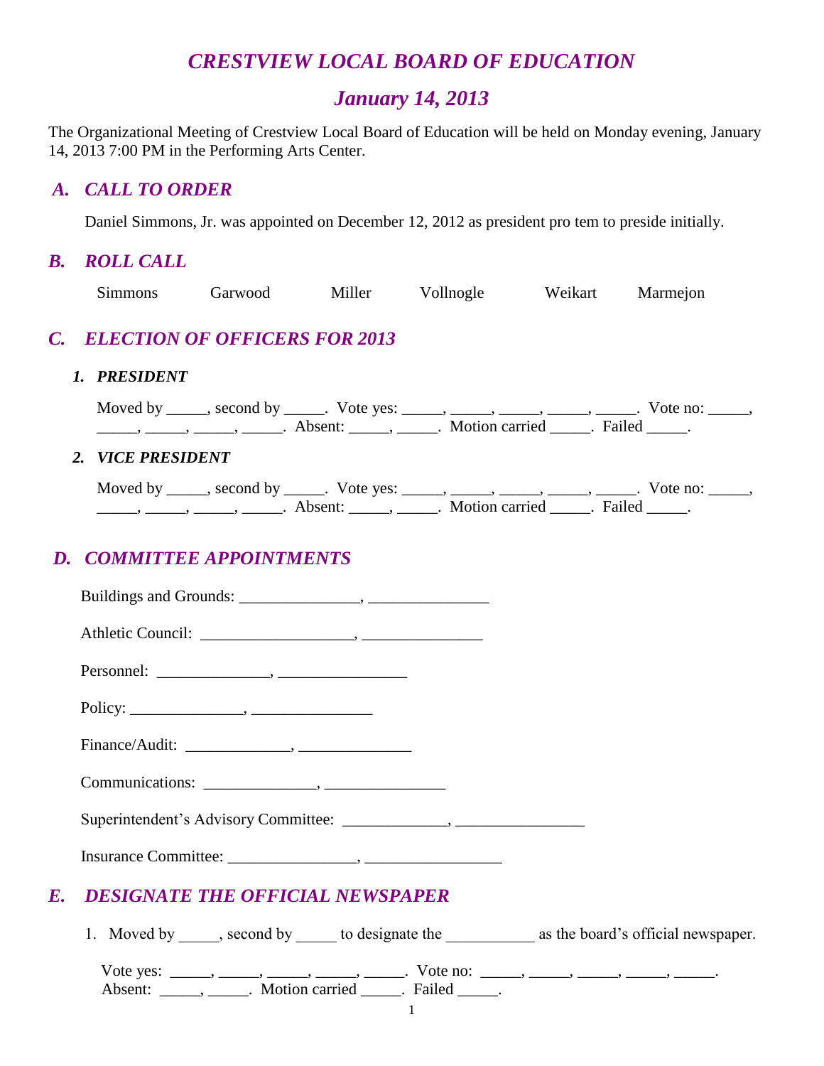# *CRESTVIEW LOCAL BOARD OF EDUCATION*

## *January 14, 2013*

The Organizational Meeting of Crestview Local Board of Education will be held on Monday evening, January 14, 2013 7:00 PM in the Performing Arts Center.

## *A. CALL TO ORDER*

Daniel Simmons, Jr. was appointed on December 12, 2012 as president pro tem to preside initially.

## *B. ROLL CALL*

Simmons Garwood Miller Vollnogle Weikart Marmejon

## *C. ELECTION OF OFFICERS FOR 2013*

### *1. PRESIDENT*

Moved by _____, second by _____. Vote yes: _____, _____, _____, _____, _____. Vote no: _____, _____, _____, _____, _____. Absent: _____, _____. Motion carried _____. Failed _____.

### *2. VICE PRESIDENT*

Moved by _____, second by _____. Vote yes: _____, _____, _____, _____, _____. Vote no: _____, _____, _____, _____, _____. Absent: _____, _____. Motion carried _____. Failed _____.

## *D. COMMITTEE APPOINTMENTS*

Buildings and Grounds: _______________, _______________

Athletic Council: ___________________, _______________

Personnel: ______________, ________________

Policy: ______________, _______________

Finance/Audit: _____________, ______________

Communications: ______________, _______________

Superintendent's Advisory Committee: _____________, ________________

Insurance Committee: ________________, _________________

## *E. DESIGNATE THE OFFICIAL NEWSPAPER*

1. Moved by _____, second by _____ to designate the ___________ as the board's official newspaper.

Vote yes: _____, _____, _____, _____, _____. Vote no: _____, _____, _____, _____, _____. Absent: _____, _____. Motion carried _____. Failed _____.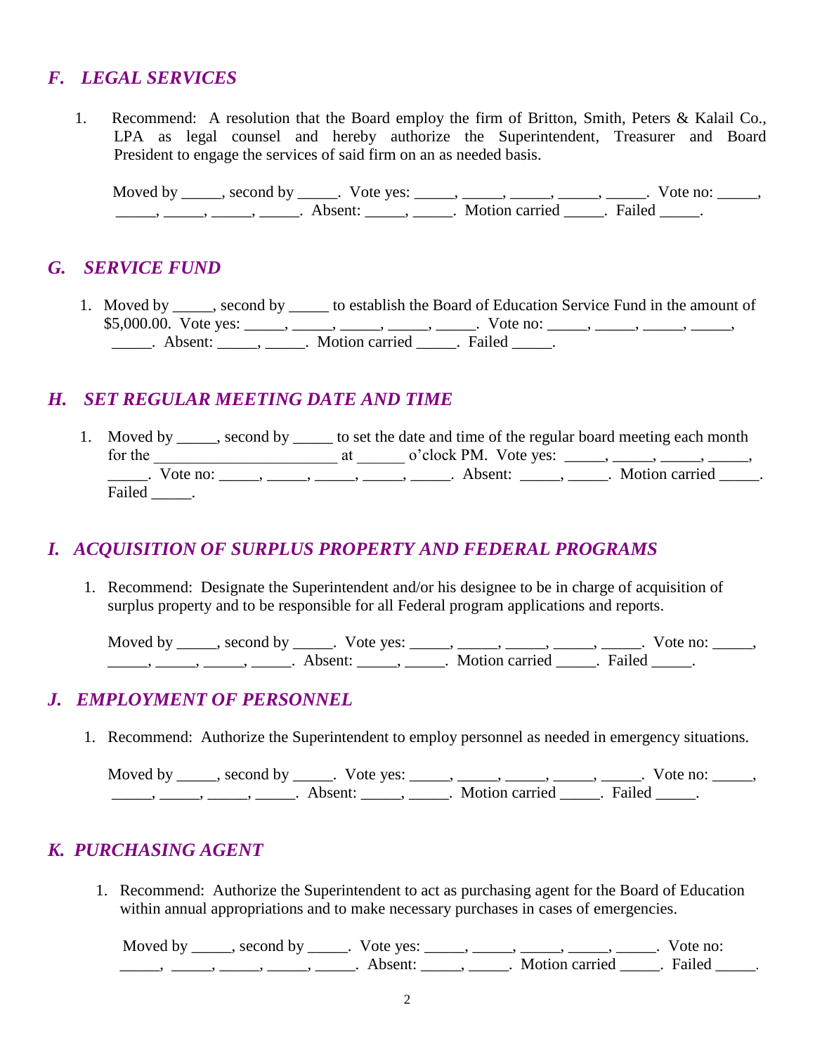## *F. LEGAL SERVICES*

1. Recommend: A resolution that the Board employ the firm of Britton, Smith, Peters & Kalail Co., LPA as legal counsel and hereby authorize the Superintendent, Treasurer and Board President to engage the services of said firm on an as needed basis.

   Moved by _____, second by _____. Vote yes: _____, _____, _____, _____, _____. Vote no: _____, _____, _____, _____, _____. Absent: _____, _____. Motion carried _____. Failed _____.

## *G. SERVICE FUND*

1. Moved by _____, second by _____ to establish the Board of Education Service Fund in the amount of $5,000.00. Vote yes: _____, _____, _____, _____, _____. Vote no: _____, _____, _____, _____, _____. Absent: _____, _____. Motion carried _____. Failed _____.

## *H. SET REGULAR MEETING DATE AND TIME*

1. Moved by _____, second by _____ to set the date and time of the regular board meeting each month for the ______________________ at ______ o'clock PM. Vote yes: _____, _____, _____, _____, _____. Vote no: _____, _____, _____, _____, _____. Absent: _____, _____. Motion carried _____. Failed _____.

## *I. ACQUISITION OF SURPLUS PROPERTY AND FEDERAL PROGRAMS*

1. Recommend: Designate the Superintendent and/or his designee to be in charge of acquisition of surplus property and to be responsible for all Federal program applications and reports.

   Moved by _____, second by _____. Vote yes: _____, _____, _____, _____, _____. Vote no: _____, _____, _____, _____, _____. Absent: _____, _____. Motion carried _____. Failed _____.

## *J. EMPLOYMENT OF PERSONNEL*

1. Recommend: Authorize the Superintendent to employ personnel as needed in emergency situations.

   Moved by _____, second by _____. Vote yes: _____, _____, _____, _____, _____. Vote no: _____, _____, _____, _____, _____. Absent: _____, _____. Motion carried _____. Failed _____.

## *K. PURCHASING AGENT*

1. Recommend: Authorize the Superintendent to act as purchasing agent for the Board of Education within annual appropriations and to make necessary purchases in cases of emergencies.

   Moved by _____, second by _____. Vote yes: _____, _____, _____, _____, _____. Vote no: _____, _____, _____, _____, _____. Absent: _____, _____. Motion carried _____. Failed _____.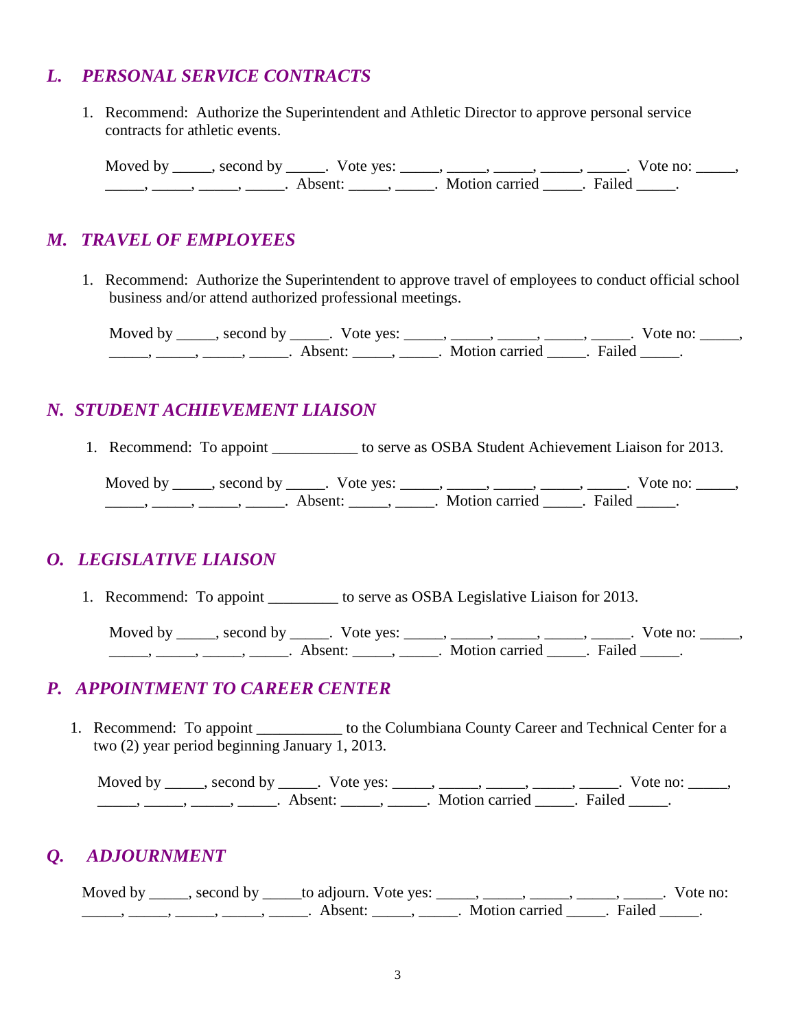## *L. PERSONAL SERVICE CONTRACTS*

1. Recommend: Authorize the Superintendent and Athletic Director to approve personal service contracts for athletic events.

   Moved by _____, second by _____. Vote yes: _____, _____, _____, _____, _____. Vote no: _____, _____, _____, _____, _____. Absent: _____, _____. Motion carried _____. Failed _____.

## *M. TRAVEL OF EMPLOYEES*

1. Recommend: Authorize the Superintendent to approve travel of employees to conduct official school business and/or attend authorized professional meetings.

   Moved by _____, second by _____. Vote yes: _____, _____, _____, _____, _____. Vote no: _____, _____, _____, _____, _____. Absent: _____, _____. Motion carried _____. Failed _____.

## *N. STUDENT ACHIEVEMENT LIAISON*

1. Recommend: To appoint ___________ to serve as OSBA Student Achievement Liaison for 2013.

   Moved by _____, second by _____. Vote yes: _____, _____, _____, _____, _____. Vote no: _____, _____, _____, _____, _____. Absent: _____, _____. Motion carried _____. Failed _____.

## *O. LEGISLATIVE LIAISON*

1. Recommend: To appoint _________ to serve as OSBA Legislative Liaison for 2013.

   Moved by _____, second by _____. Vote yes: _____, _____, _____, _____, _____. Vote no: _____, _____, _____, _____, _____. Absent: _____, _____. Motion carried _____. Failed _____.

## *P. APPOINTMENT TO CAREER CENTER*

1. Recommend: To appoint ___________ to the Columbiana County Career and Technical Center for a two (2) year period beginning January 1, 2013.

   Moved by _____, second by _____. Vote yes: _____, _____, _____, _____, _____. Vote no: _____, _____, _____, _____, _____. Absent: _____, _____. Motion carried _____. Failed _____.

## *Q. ADJOURNMENT*

Moved by _____, second by _____to adjourn. Vote yes: _____, _____, _____, _____, _____. Vote no: _____, _____, _____, _____, _____. Absent: _____, _____. Motion carried _____. Failed _____.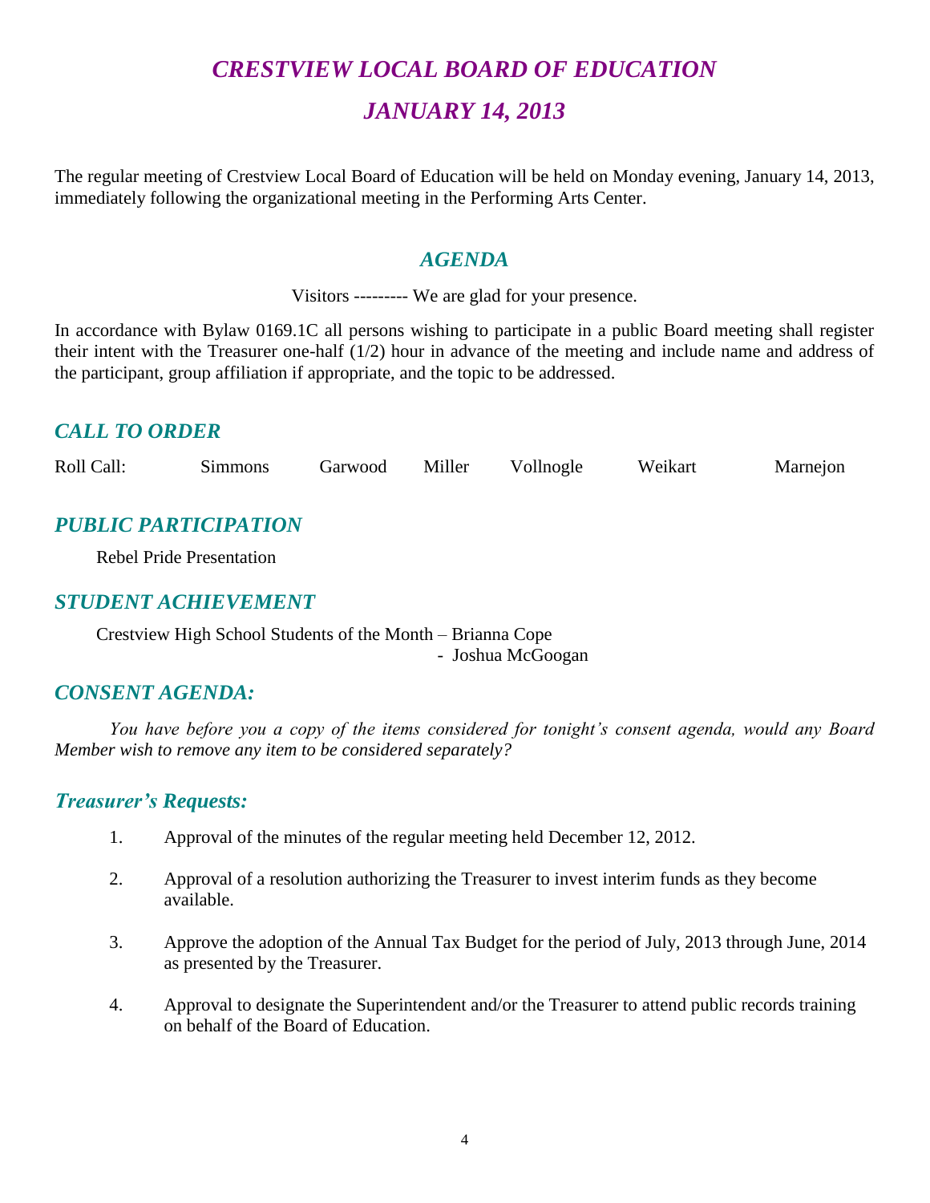# *CRESTVIEW LOCAL BOARD OF EDUCATION*

# *JANUARY 14, 2013*

The regular meeting of Crestview Local Board of Education will be held on Monday evening, January 14, 2013, immediately following the organizational meeting in the Performing Arts Center.

## *AGENDA*

Visitors --------- We are glad for your presence.

In accordance with Bylaw 0169.1C all persons wishing to participate in a public Board meeting shall register their intent with the Treasurer one-half (1/2) hour in advance of the meeting and include name and address of the participant, group affiliation if appropriate, and the topic to be addressed.

## *CALL TO ORDER*

Roll Call: Simmons Garwood Miller Vollnogle Weikart Marnejon

## *PUBLIC PARTICIPATION*

Rebel Pride Presentation

## *STUDENT ACHIEVEMENT*

Crestview High School Students of the Month – Brianna Cope
- Joshua McGoogan

## *CONSENT AGENDA:*

*You have before you a copy of the items considered for tonight's consent agenda, would any Board Member wish to remove any item to be considered separately?*

## *Treasurer's Requests:*

1. Approval of the minutes of the regular meeting held December 12, 2012.

2. Approval of a resolution authorizing the Treasurer to invest interim funds as they become available.

3. Approve the adoption of the Annual Tax Budget for the period of July, 2013 through June, 2014 as presented by the Treasurer.

4. Approval to designate the Superintendent and/or the Treasurer to attend public records training on behalf of the Board of Education.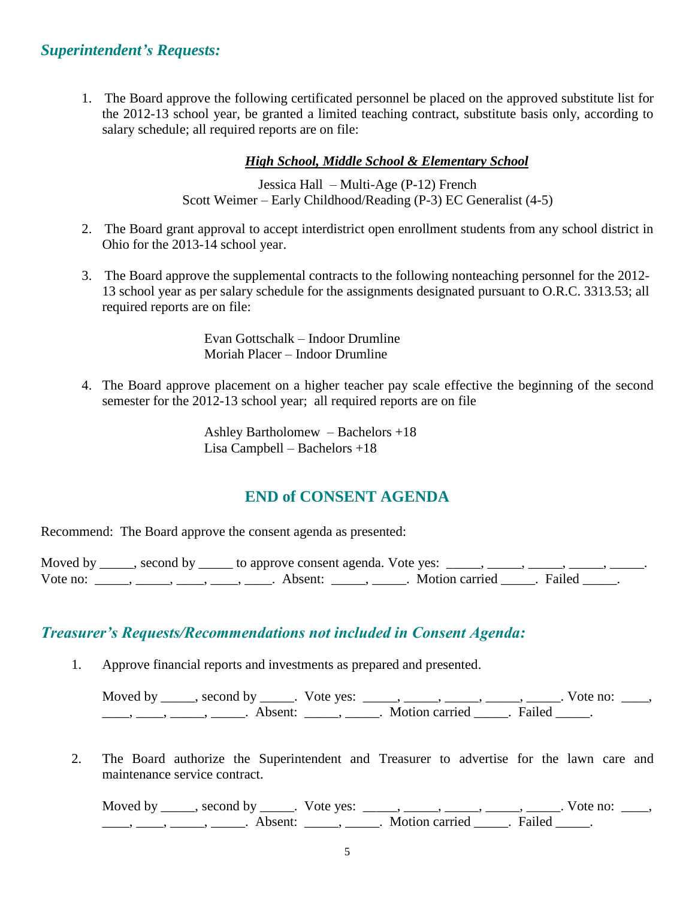## *Superintendent's Requests:*

1. The Board approve the following certificated personnel be placed on the approved substitute list for the 2012-13 school year, be granted a limited teaching contract, substitute basis only, according to salary schedule; all required reports are on file:

   ***High School, Middle School & Elementary School***

   Jessica Hall – Multi-Age (P-12) French
   Scott Weimer – Early Childhood/Reading (P-3) EC Generalist (4-5)

2. The Board grant approval to accept interdistrict open enrollment students from any school district in Ohio for the 2013-14 school year.

3. The Board approve the supplemental contracts to the following nonteaching personnel for the 2012-13 school year as per salary schedule for the assignments designated pursuant to O.R.C. 3313.53; all required reports are on file:

   Evan Gottschalk – Indoor Drumline
   Moriah Placer – Indoor Drumline

4. The Board approve placement on a higher teacher pay scale effective the beginning of the second semester for the 2012-13 school year; all required reports are on file

   Ashley Bartholomew – Bachelors +18
   Lisa Campbell – Bachelors +18

## END of CONSENT AGENDA

Recommend: The Board approve the consent agenda as presented:

Moved by _____, second by _____ to approve consent agenda. Vote yes: _____, _____, _____, _____, _____. Vote no: _____, _____, ____, ____, ____. Absent: _____, _____. Motion carried _____. Failed _____.

## *Treasurer's Requests/Recommendations not included in Consent Agenda:*

1. Approve financial reports and investments as prepared and presented.

   Moved by _____, second by _____. Vote yes: _____, _____, _____, _____, _____. Vote no: ____, ____, ____, _____, _____. Absent: _____, _____. Motion carried _____. Failed _____.

2. The Board authorize the Superintendent and Treasurer to advertise for the lawn care and maintenance service contract.

   Moved by _____, second by _____. Vote yes: _____, _____, _____, _____, _____. Vote no: ____, ____, ____, _____, _____. Absent: _____, _____. Motion carried _____. Failed _____.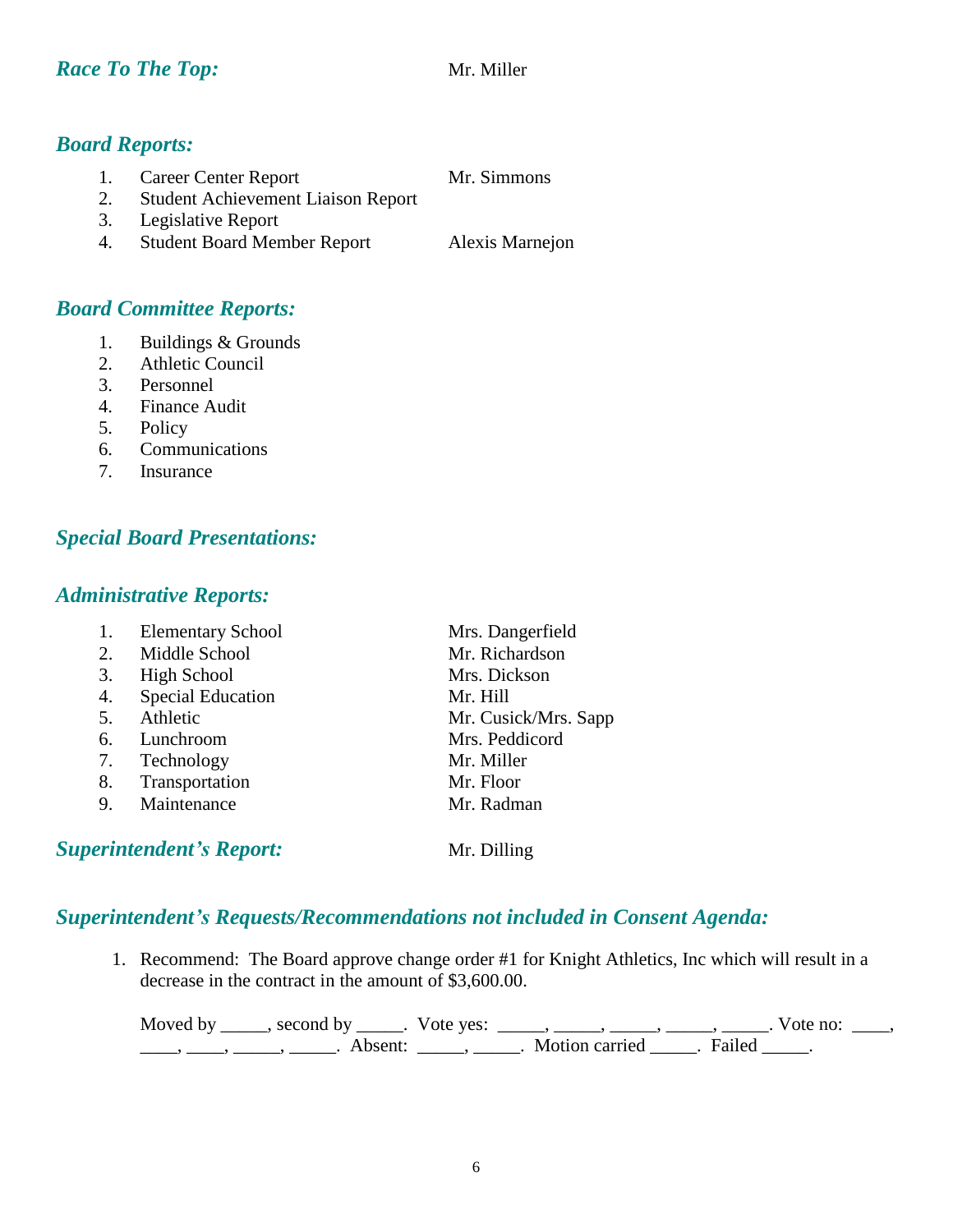## *Race To The Top:* Mr. Miller

## *Board Reports:*

1. Career Center Report — Mr. Simmons
2. Student Achievement Liaison Report
3. Legislative Report
4. Student Board Member Report — Alexis Marnejon

## *Board Committee Reports:*

1. Buildings & Grounds
2. Athletic Council
3. Personnel
4. Finance Audit
5. Policy
6. Communications
7. Insurance

## *Special Board Presentations:*

## *Administrative Reports:*

1. Elementary School — Mrs. Dangerfield
2. Middle School — Mr. Richardson
3. High School — Mrs. Dickson
4. Special Education — Mr. Hill
5. Athletic — Mr. Cusick/Mrs. Sapp
6. Lunchroom — Mrs. Peddicord
7. Technology — Mr. Miller
8. Transportation — Mr. Floor
9. Maintenance — Mr. Radman

## *Superintendent's Report:* Mr. Dilling

## *Superintendent's Requests/Recommendations not included in Consent Agenda:*

1. Recommend: The Board approve change order #1 for Knight Athletics, Inc which will result in a decrease in the contract in the amount of $3,600.00.

   Moved by _____, second by _____. Vote yes: _____, _____, _____, _____, _____. Vote no: ____, ____, ____, _____, _____. Absent: _____, _____. Motion carried _____. Failed _____.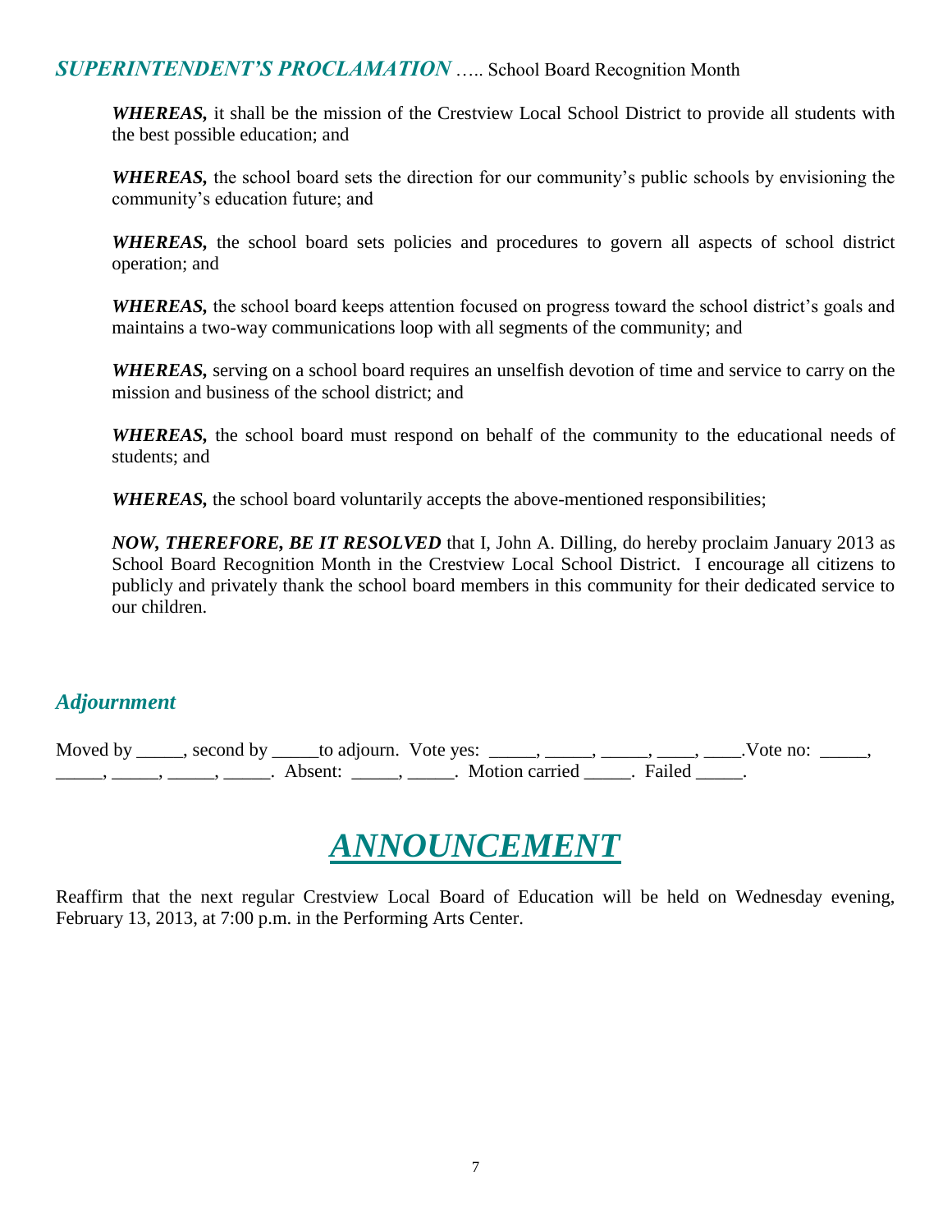## *SUPERINTENDENT'S PROCLAMATION* ….. School Board Recognition Month

***WHEREAS,*** it shall be the mission of the Crestview Local School District to provide all students with the best possible education; and

***WHEREAS,*** the school board sets the direction for our community's public schools by envisioning the community's education future; and

***WHEREAS,*** the school board sets policies and procedures to govern all aspects of school district operation; and

***WHEREAS,*** the school board keeps attention focused on progress toward the school district's goals and maintains a two-way communications loop with all segments of the community; and

***WHEREAS,*** serving on a school board requires an unselfish devotion of time and service to carry on the mission and business of the school district; and

***WHEREAS,*** the school board must respond on behalf of the community to the educational needs of students; and

***WHEREAS,*** the school board voluntarily accepts the above-mentioned responsibilities;

***NOW, THEREFORE, BE IT RESOLVED*** that I, John A. Dilling, do hereby proclaim January 2013 as School Board Recognition Month in the Crestview Local School District. I encourage all citizens to publicly and privately thank the school board members in this community for their dedicated service to our children.

## *Adjournment*

Moved by _____, second by _____to adjourn. Vote yes: _____, _____, _____, ____, ____.Vote no: _____, _____, _____, _____, _____. Absent: _____, _____. Motion carried _____. Failed _____.

# *ANNOUNCEMENT*

Reaffirm that the next regular Crestview Local Board of Education will be held on Wednesday evening, February 13, 2013, at 7:00 p.m. in the Performing Arts Center.